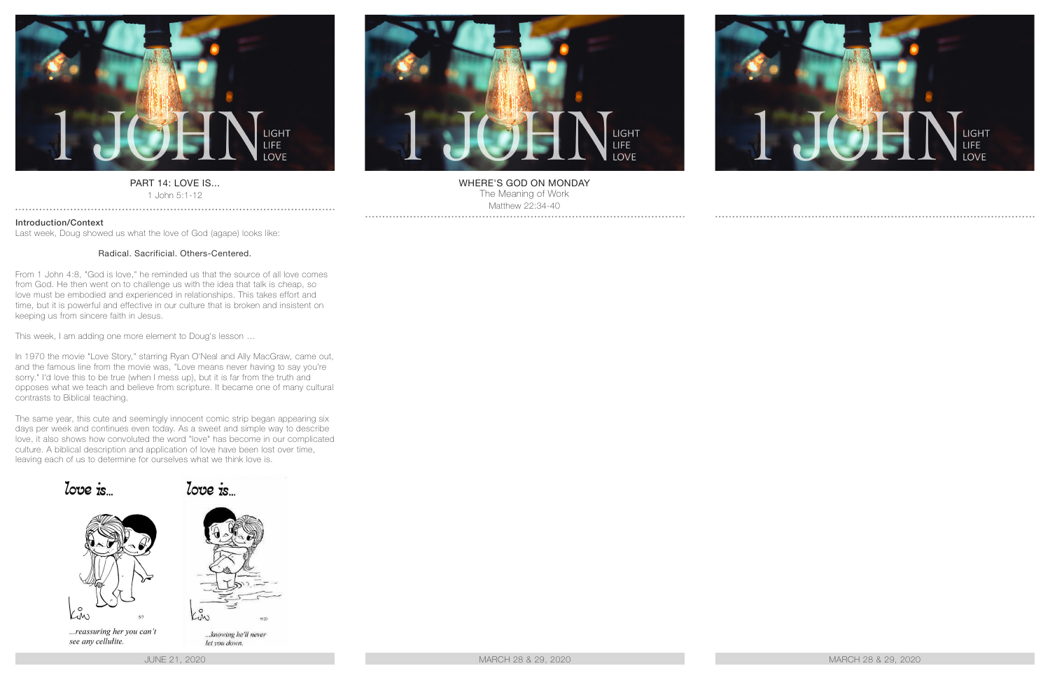# PART 14: LOVE IS...

1 John 5:1-12

## Introduction/Context

Last week, Doug showed us what the love of God (agape) looks like:

Radical. Sacrificial. Others-Centered.

From 1 John 4:8, "God is love," he reminded us that the source of all love comes from God. He then went on to challenge us with the idea that talk is cheap, so love must be embodied and experienced in relationships. This takes effort and time, but it is powerful and effective in our culture that is broken and insistent on keeping us from sincere faith in Jesus.

This week, I am adding one more element to Doug's lesson …

In 1970 the movie "Love Story," starring Ryan O'Neal and Ally MacGraw, came out, and the famous line from the movie was, "Love means never having to say you're sorry." I'd love this to be true (when I mess up), but it is far from the truth and opposes what we teach and believe from scripture. It became one of many cultural contrasts to Biblical teaching.

The same year, this cute and seemingly innocent comic strip began appearing six days per week and continues even today. As a sweet and simple way to describe love, it also shows how convoluted the word "love" has become in our complicated culture. A biblical description and application of love have been lost over time, leaving each of us to determine for ourselves what we think love is.

*love is...* …reassuring her you can't see any cellulite.

*love is...* …knowing he'll never let you down.

JUNE 21, 2020

# WHERE'S GOD ON MONDAY

The Meaning of Work

Matthew 22:34-40

MARCH 28 & 29, 2020

MARCH 28 & 29, 2020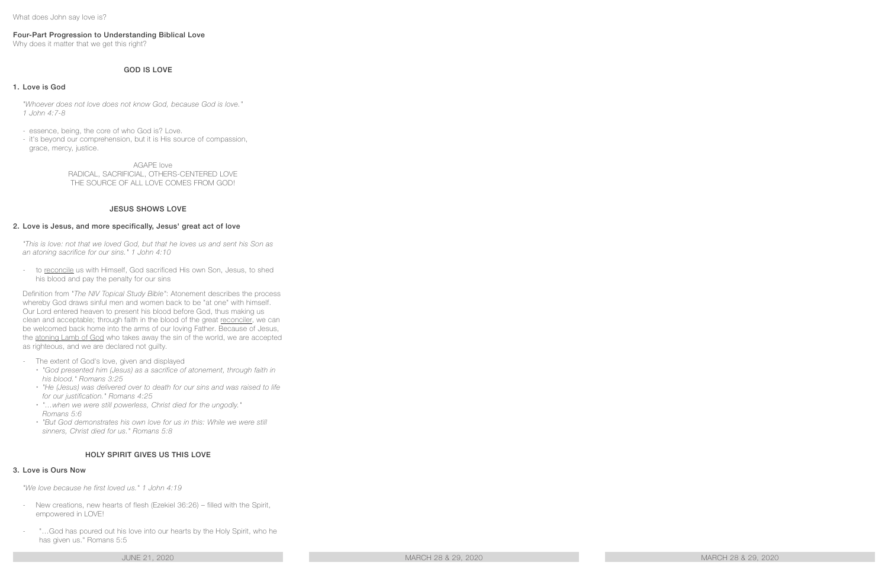What does John say love is?

**Four-Part Progression to Understanding Biblical Love**
Why does it matter that we get this right?

## GOD IS LOVE

### 1. Love is God

*"Whoever does not love does not know God, because God is love."*
*1 John 4:7-8*

- essence, being, the core of who God is? Love.
- it's beyond our comprehension, but it is His source of compassion, grace, mercy, justice.

AGAPE love
RADICAL, SACRIFICIAL, OTHERS-CENTERED LOVE
THE SOURCE OF ALL LOVE COMES FROM GOD!

## JESUS SHOWS LOVE

### 2. Love is Jesus, and more specifically, Jesus' great act of love

*"This is love: not that we loved God, but that he loves us and sent his Son as an atoning sacrifice for our sins." 1 John 4:10*

- to <u>reconcile</u> us with Himself, God sacrificed His own Son, Jesus, to shed his blood and pay the penalty for our sins

Definition from "*The NIV Topical Study Bible*": Atonement describes the process whereby God draws sinful men and women back to be "at one" with himself. Our Lord entered heaven to present his blood before God, thus making us clean and acceptable; through faith in the blood of the great <u>reconciler</u>, we can be welcomed back home into the arms of our loving Father. Because of Jesus, the <u>atoning Lamb of God</u> who takes away the sin of the world, we are accepted as righteous, and we are declared not guilty.

- The extent of God's love, given and displayed
  - *"God presented him (Jesus) as a sacrifice of atonement, through faith in his blood." Romans 3:25*
  - *"He (Jesus) was delivered over to death for our sins and was raised to life for our justification." Romans 4:25*
  - *"…when we were still powerless, Christ died for the ungodly." Romans 5:6*
  - *"But God demonstrates his own love for us in this: While we were still sinners, Christ died for us." Romans 5:8*

## HOLY SPIRIT GIVES US THIS LOVE

### 3. Love is Ours Now

*"We love because he first loved us." 1 John 4:19*

- New creations, new hearts of flesh (Ezekiel 36:26) – filled with the Spirit, empowered in LOVE!

- "…God has poured out his love into our hearts by the Holy Spirit, who he has given us." Romans 5:5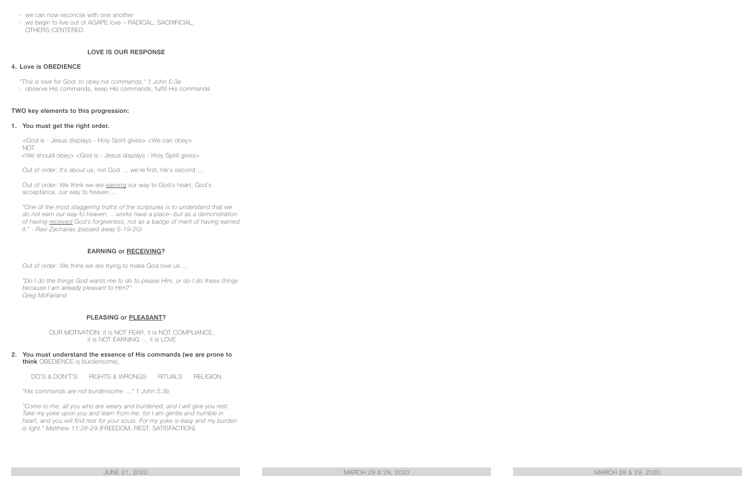- we can now reconcile with one another
- we begin to live out of AGAPE love – RADICAL, SACRIFICIAL, OTHERS-CENTERED

### LOVE IS OUR RESPONSE

**4. Love is OBEDIENCE**

*"This is love for God: to obey his commands." 1 John 5:3a*

- observe His commands, keep His commands, fulfill His commands

**TWO key elements to this progression:**

**1. You must get the right order.**

<God is - Jesus displays - Holy Spirit gives> <We can obey>
NOT
<We should obey> <God is - Jesus displays - Holy Spirit gives>

Out of order: It's about us, not God … we're first, He's second …

Out of order: We think we are <u>earning</u> our way to God's heart, God's acceptance, our way to heaven …

*"One of the most staggering truths of the scriptures is to understand that we do not earn our way to heaven. …works have a place--but as a demonstration of having <u>received</u> God's forgiveness, not as a badge of merit of having earned it." - Ravi Zacharias (passed away 5-19-20)*

### EARNING or <u>RECEIVING</u>?

Out of order: We think we are trying to make God love us …

*"Do I do the things God wants me to do to please Him, or do I do these things because I am already pleasant to Him?"
Greg McFarland*

### PLEASING or <u>PLEASANT</u>?

OUR MOTIVATION: it is NOT FEAR, it is NOT COMPLIANCE, it is NOT EARNING … it is LOVE

**2. You must understand the essence of His commands (we are prone to think** OBEDIENCE is burdensome).

DO'S & DON'T'S     RIGHTS & WRONGS     RITUALS     RELIGION

*"His commands are not burdensome …" 1 John 5:3b*

*"Come to me, all you who are weary and burdened, and I will give you rest. Take my yoke upon you and learn from me, for I am gentle and humble in heart, and you will find rest for your souls. For my yoke is easy and my burden is light." Matthew 11:28-29* (FREEDOM, REST, SATISFACTION)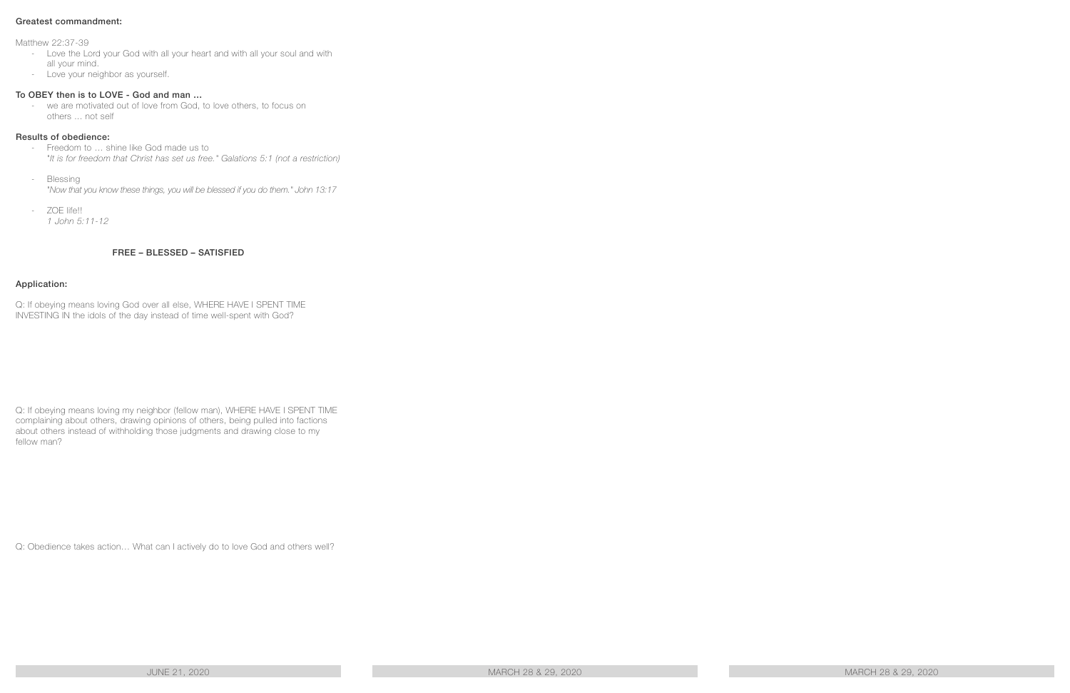**Greatest commandment:**

Matthew 22:37-39

- Love the Lord your God with all your heart and with all your soul and with all your mind.
- Love your neighbor as yourself.

**To OBEY then is to LOVE - God and man ...**

- we are motivated out of love from God, to love others, to focus on others ... not self

**Results of obedience:**

- Freedom to … shine like God made us to
  *"It is for freedom that Christ has set us free." Galations 5:1 (not a restriction)*

- Blessing
  *"Now that you know these things, you will be blessed if you do them." John 13:17*

- ZOE life!!
  *1 John 5:11-12*

**FREE – BLESSED – SATISFIED**

**Application:**

Q: If obeying means loving God over all else, WHERE HAVE I SPENT TIME INVESTING IN the idols of the day instead of time well-spent with God?

Q: If obeying means loving my neighbor (fellow man), WHERE HAVE I SPENT TIME complaining about others, drawing opinions of others, being pulled into factions about others instead of withholding those judgments and drawing close to my fellow man?

Q: Obedience takes action… What can I actively do to love God and others well?